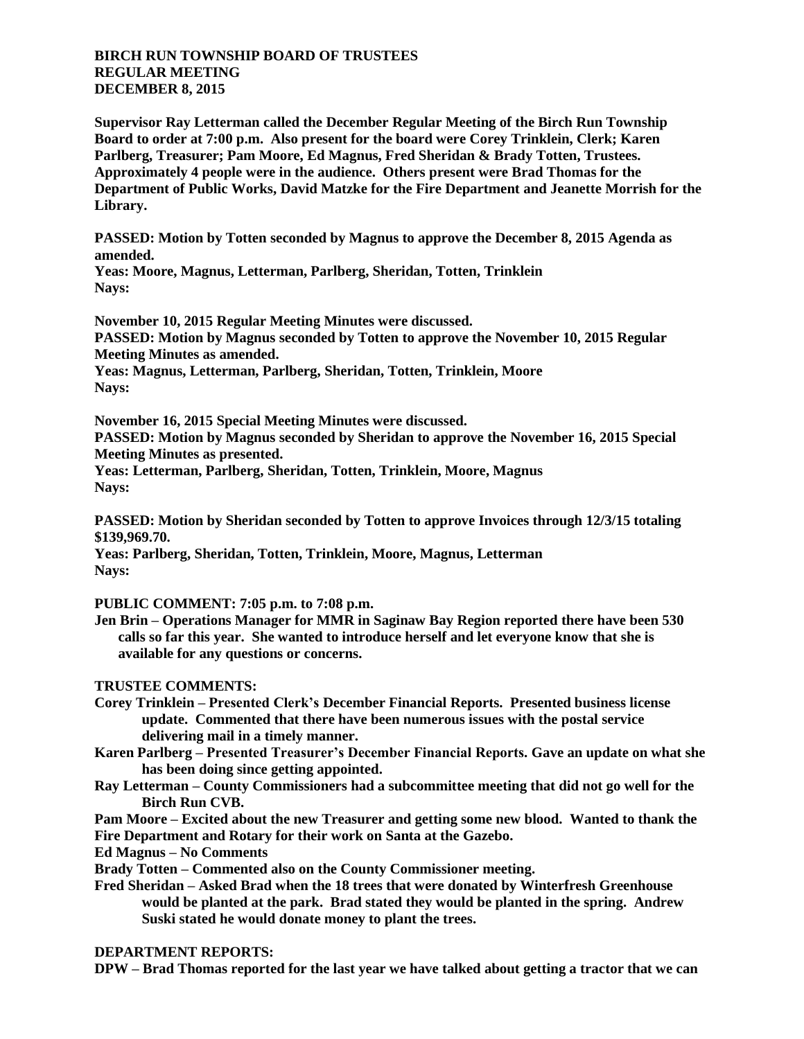**BIRCH RUN TOWNSHIP BOARD OF TRUSTEES**
**REGULAR MEETING**
**DECEMBER 8, 2015**

**Supervisor Ray Letterman called the December Regular Meeting of the Birch Run Township Board to order at 7:00 p.m. Also present for the board were Corey Trinklein, Clerk; Karen Parlberg, Treasurer; Pam Moore, Ed Magnus, Fred Sheridan & Brady Totten, Trustees. Approximately 4 people were in the audience. Others present were Brad Thomas for the Department of Public Works, David Matzke for the Fire Department and Jeanette Morrish for the Library.**

**PASSED: Motion by Totten seconded by Magnus to approve the December 8, 2015 Agenda as amended.**
**Yeas: Moore, Magnus, Letterman, Parlberg, Sheridan, Totten, Trinklein**
**Nays:**

**November 10, 2015 Regular Meeting Minutes were discussed.**
**PASSED: Motion by Magnus seconded by Totten to approve the November 10, 2015 Regular Meeting Minutes as amended.**
**Yeas: Magnus, Letterman, Parlberg, Sheridan, Totten, Trinklein, Moore**
**Nays:**

**November 16, 2015 Special Meeting Minutes were discussed.**
**PASSED: Motion by Magnus seconded by Sheridan to approve the November 16, 2015 Special Meeting Minutes as presented.**
**Yeas: Letterman, Parlberg, Sheridan, Totten, Trinklein, Moore, Magnus**
**Nays:**

**PASSED: Motion by Sheridan seconded by Totten to approve Invoices through 12/3/15 totaling $139,969.70.**
**Yeas: Parlberg, Sheridan, Totten, Trinklein, Moore, Magnus, Letterman**
**Nays:**

**PUBLIC COMMENT: 7:05 p.m. to 7:08 p.m.**
**Jen Brin – Operations Manager for MMR in Saginaw Bay Region reported there have been 530 calls so far this year. She wanted to introduce herself and let everyone know that she is available for any questions or concerns.**

**TRUSTEE COMMENTS:**
**Corey Trinklein – Presented Clerk's December Financial Reports. Presented business license update. Commented that there have been numerous issues with the postal service delivering mail in a timely manner.**
**Karen Parlberg – Presented Treasurer's December Financial Reports. Gave an update on what she has been doing since getting appointed.**
**Ray Letterman – County Commissioners had a subcommittee meeting that did not go well for the Birch Run CVB.**
**Pam Moore – Excited about the new Treasurer and getting some new blood. Wanted to thank the Fire Department and Rotary for their work on Santa at the Gazebo.**
**Ed Magnus – No Comments**
**Brady Totten – Commented also on the County Commissioner meeting.**
**Fred Sheridan – Asked Brad when the 18 trees that were donated by Winterfresh Greenhouse would be planted at the park. Brad stated they would be planted in the spring. Andrew Suski stated he would donate money to plant the trees.**

**DEPARTMENT REPORTS:**
**DPW – Brad Thomas reported for the last year we have talked about getting a tractor that we can**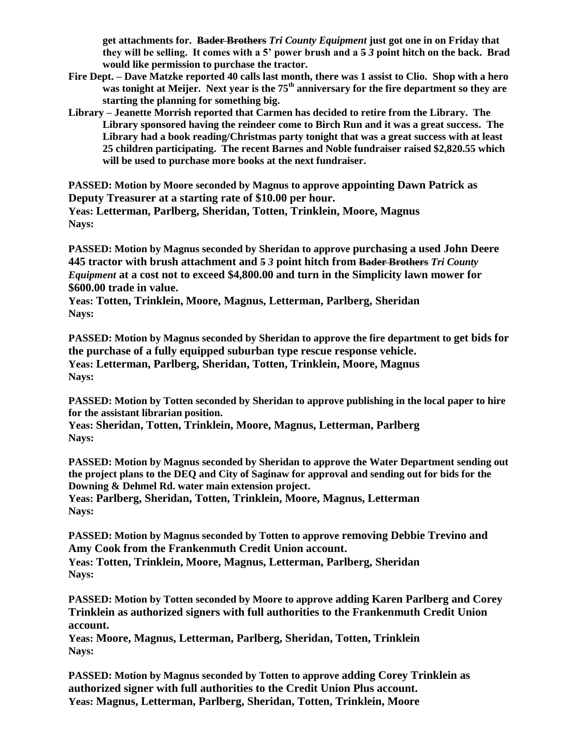**get attachments for. ~~Bader Brothers~~ *Tri County Equipment* just got one in on Friday that they will be selling. It comes with a 5' power brush and a ~~5~~ *3* point hitch on the back. Brad would like permission to purchase the tractor.**

**Fire Dept. – Dave Matzke reported 40 calls last month, there was 1 assist to Clio. Shop with a hero was tonight at Meijer. Next year is the 75th anniversary for the fire department so they are starting the planning for something big.**

**Library – Jeanette Morrish reported that Carmen has decided to retire from the Library. The Library sponsored having the reindeer come to Birch Run and it was a great success. The Library had a book reading/Christmas party tonight that was a great success with at least 25 children participating. The recent Barnes and Noble fundraiser raised $2,820.55 which will be used to purchase more books at the next fundraiser.**

**PASSED: Motion by Moore seconded by Magnus to approve appointing Dawn Patrick as Deputy Treasurer at a starting rate of $10.00 per hour.**
**Yeas: Letterman, Parlberg, Sheridan, Totten, Trinklein, Moore, Magnus**
**Nays:**

**PASSED: Motion by Magnus seconded by Sheridan to approve purchasing a used John Deere 445 tractor with brush attachment and ~~5~~ *3* point hitch from ~~Bader Brothers~~ *Tri County Equipment* at a cost not to exceed $4,800.00 and turn in the Simplicity lawn mower for $600.00 trade in value.**
**Yeas: Totten, Trinklein, Moore, Magnus, Letterman, Parlberg, Sheridan**
**Nays:**

**PASSED: Motion by Magnus seconded by Sheridan to approve the fire department to get bids for the purchase of a fully equipped suburban type rescue response vehicle.**
**Yeas: Letterman, Parlberg, Sheridan, Totten, Trinklein, Moore, Magnus**
**Nays:**

**PASSED: Motion by Totten seconded by Sheridan to approve publishing in the local paper to hire for the assistant librarian position.**
**Yeas: Sheridan, Totten, Trinklein, Moore, Magnus, Letterman, Parlberg**
**Nays:**

**PASSED: Motion by Magnus seconded by Sheridan to approve the Water Department sending out the project plans to the DEQ and City of Saginaw for approval and sending out for bids for the Downing & Dehmel Rd. water main extension project.**
**Yeas: Parlberg, Sheridan, Totten, Trinklein, Moore, Magnus, Letterman**
**Nays:**

**PASSED: Motion by Magnus seconded by Totten to approve removing Debbie Trevino and Amy Cook from the Frankenmuth Credit Union account.**
**Yeas: Totten, Trinklein, Moore, Magnus, Letterman, Parlberg, Sheridan**
**Nays:**

**PASSED: Motion by Totten seconded by Moore to approve adding Karen Parlberg and Corey Trinklein as authorized signers with full authorities to the Frankenmuth Credit Union account.**
**Yeas: Moore, Magnus, Letterman, Parlberg, Sheridan, Totten, Trinklein**
**Nays:**

**PASSED: Motion by Magnus seconded by Totten to approve adding Corey Trinklein as authorized signer with full authorities to the Credit Union Plus account.**
**Yeas: Magnus, Letterman, Parlberg, Sheridan, Totten, Trinklein, Moore**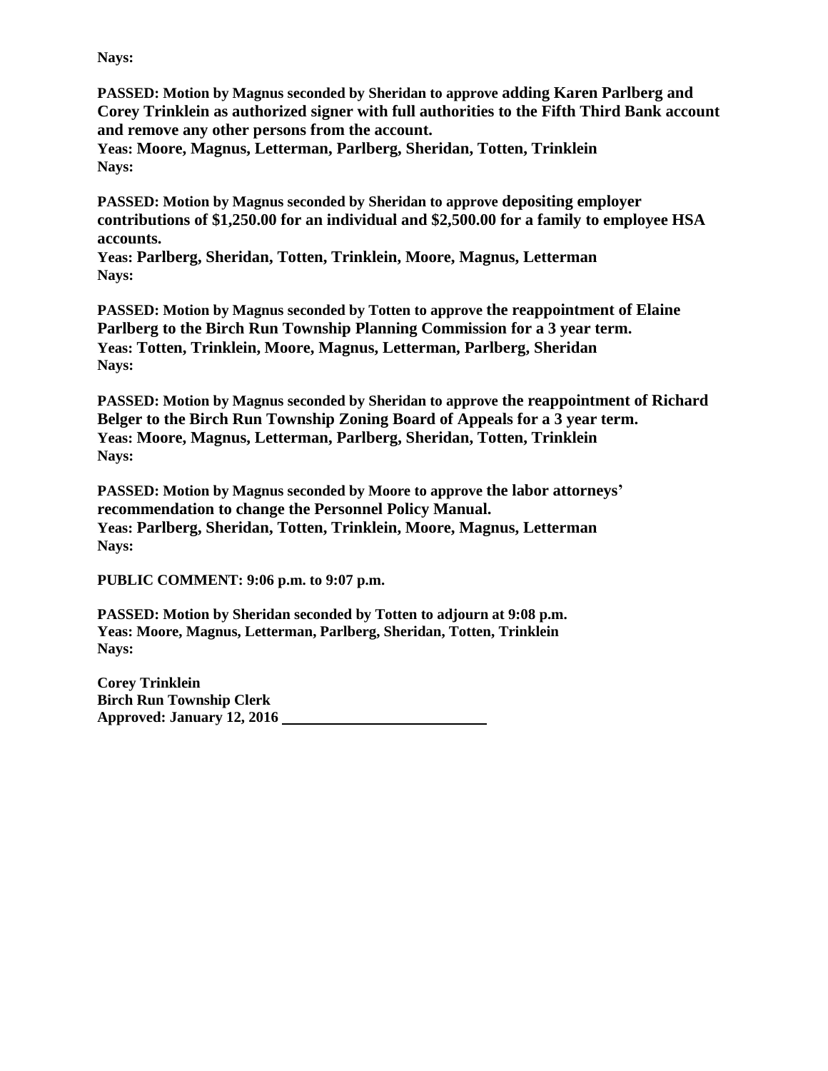**Nays:**

**PASSED: Motion by Magnus seconded by Sheridan to approve adding Karen Parlberg and Corey Trinklein as authorized signer with full authorities to the Fifth Third Bank account and remove any other persons from the account.**
**Yeas: Moore, Magnus, Letterman, Parlberg, Sheridan, Totten, Trinklein**
**Nays:**

**PASSED: Motion by Magnus seconded by Sheridan to approve depositing employer contributions of $1,250.00 for an individual and $2,500.00 for a family to employee HSA accounts.**
**Yeas: Parlberg, Sheridan, Totten, Trinklein, Moore, Magnus, Letterman**
**Nays:**

**PASSED: Motion by Magnus seconded by Totten to approve the reappointment of Elaine Parlberg to the Birch Run Township Planning Commission for a 3 year term.**
**Yeas: Totten, Trinklein, Moore, Magnus, Letterman, Parlberg, Sheridan**
**Nays:**

**PASSED: Motion by Magnus seconded by Sheridan to approve the reappointment of Richard Belger to the Birch Run Township Zoning Board of Appeals for a 3 year term.**
**Yeas: Moore, Magnus, Letterman, Parlberg, Sheridan, Totten, Trinklein**
**Nays:**

**PASSED: Motion by Magnus seconded by Moore to approve the labor attorneys' recommendation to change the Personnel Policy Manual.**
**Yeas: Parlberg, Sheridan, Totten, Trinklein, Moore, Magnus, Letterman**
**Nays:**

**PUBLIC COMMENT: 9:06 p.m. to 9:07 p.m.**

**PASSED: Motion by Sheridan seconded by Totten to adjourn at 9:08 p.m.**
**Yeas: Moore, Magnus, Letterman, Parlberg, Sheridan, Totten, Trinklein**
**Nays:**

**Corey Trinklein**
**Birch Run Township Clerk**
**Approved: January 12, 2016** ____________________________